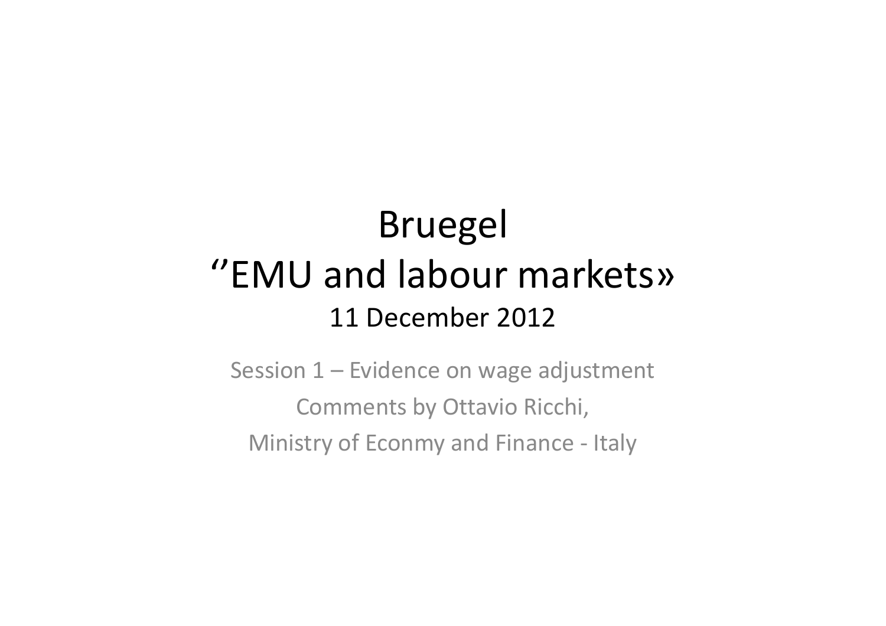# Bruegel
# ''EMU and labour markets»
## 11 December 2012

Session 1 – Evidence on wage adjustment

Comments by Ottavio Ricchi,

Ministry of Econmy and Finance - Italy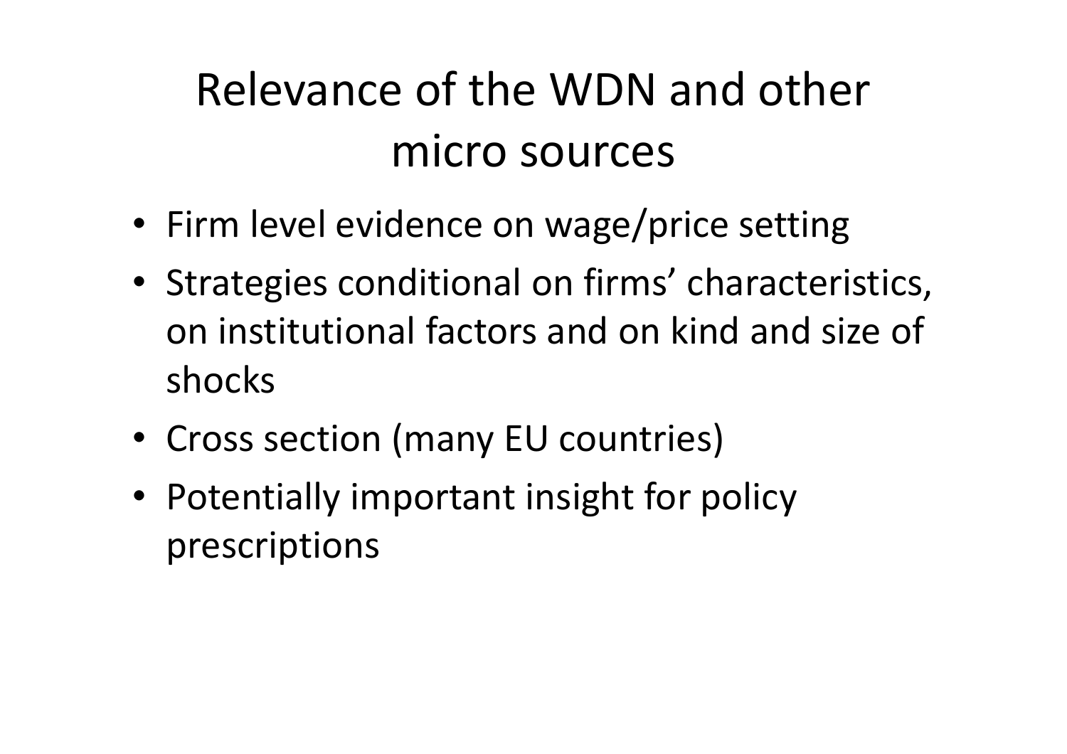# Relevance of the WDN and other micro sources

- Firm level evidence on wage/price setting
- Strategies conditional on firms' characteristics, on institutional factors and on kind and size of shocks
- Cross section (many EU countries)
- Potentially important insight for policy prescriptions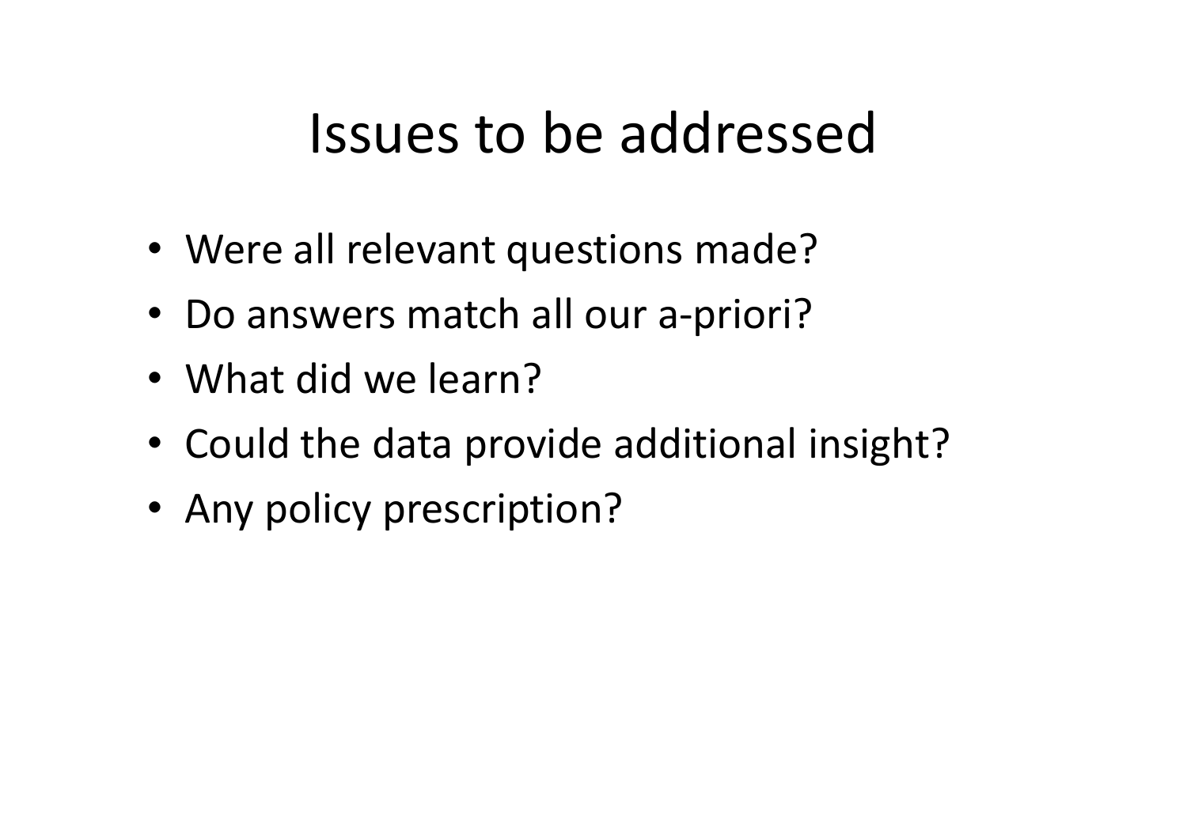# Issues to be addressed

- Were all relevant questions made?
- Do answers match all our a-priori?
- What did we learn?
- Could the data provide additional insight?
- Any policy prescription?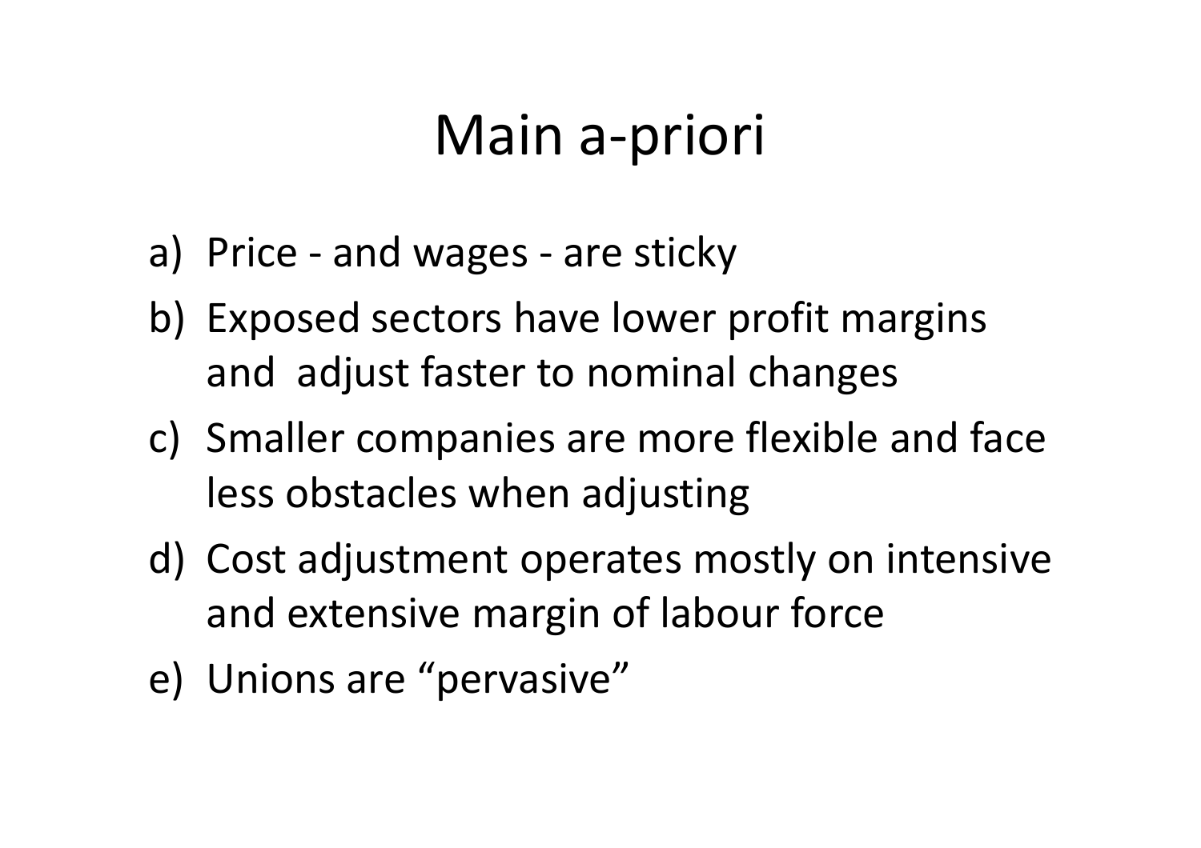# Main a-priori

a) Price - and wages - are sticky
b) Exposed sectors have lower profit margins and adjust faster to nominal changes
c) Smaller companies are more flexible and face less obstacles when adjusting
d) Cost adjustment operates mostly on intensive and extensive margin of labour force
e) Unions are “pervasive”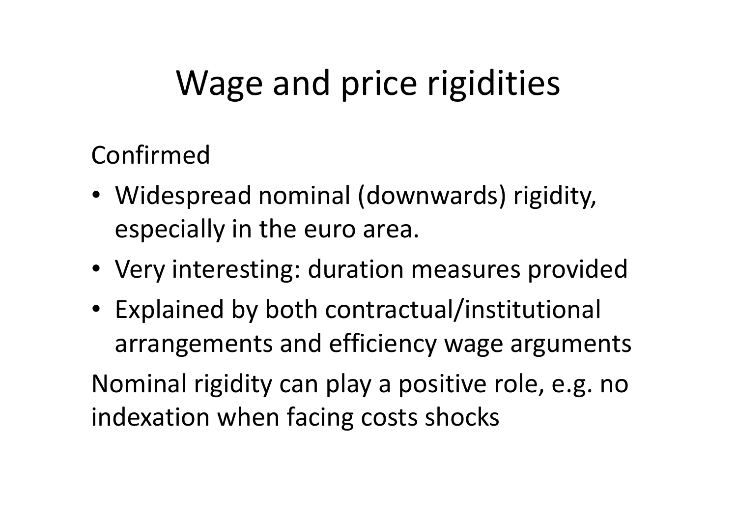# Wage and price rigidities

Confirmed

- Widespread nominal (downwards) rigidity, especially in the euro area.
- Very interesting: duration measures provided
- Explained by both contractual/institutional arrangements and efficiency wage arguments

Nominal rigidity can play a positive role, e.g. no indexation when facing costs shocks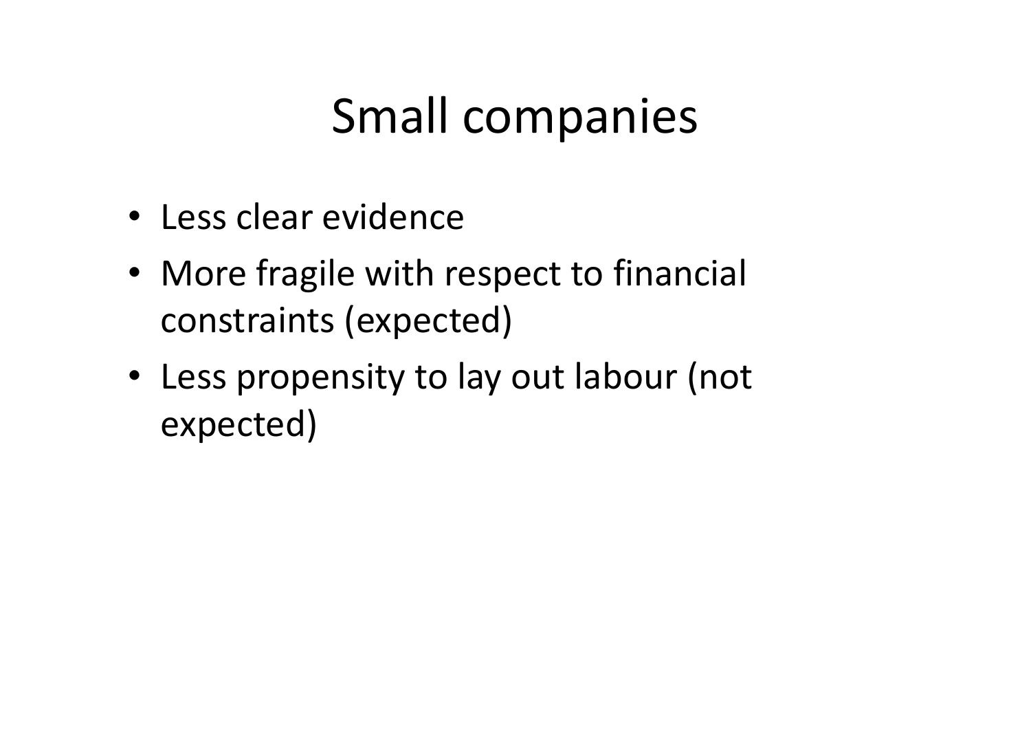# Small companies

- Less clear evidence
- More fragile with respect to financial constraints (expected)
- Less propensity to lay out labour (not expected)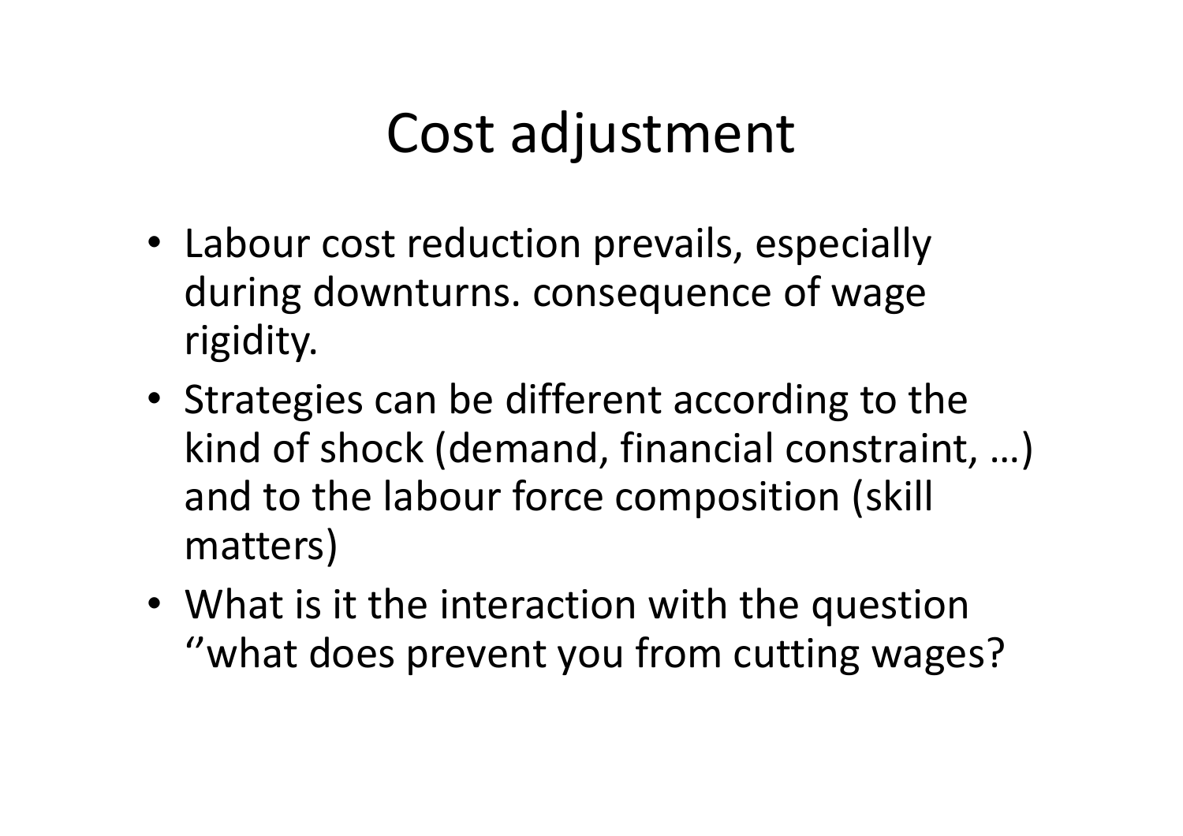# Cost adjustment

- Labour cost reduction prevails, especially during downturns. consequence of wage rigidity.
- Strategies can be different according to the kind of shock (demand, financial constraint, …) and to the labour force composition (skill matters)
- What is it the interaction with the question ''what does prevent you from cutting wages?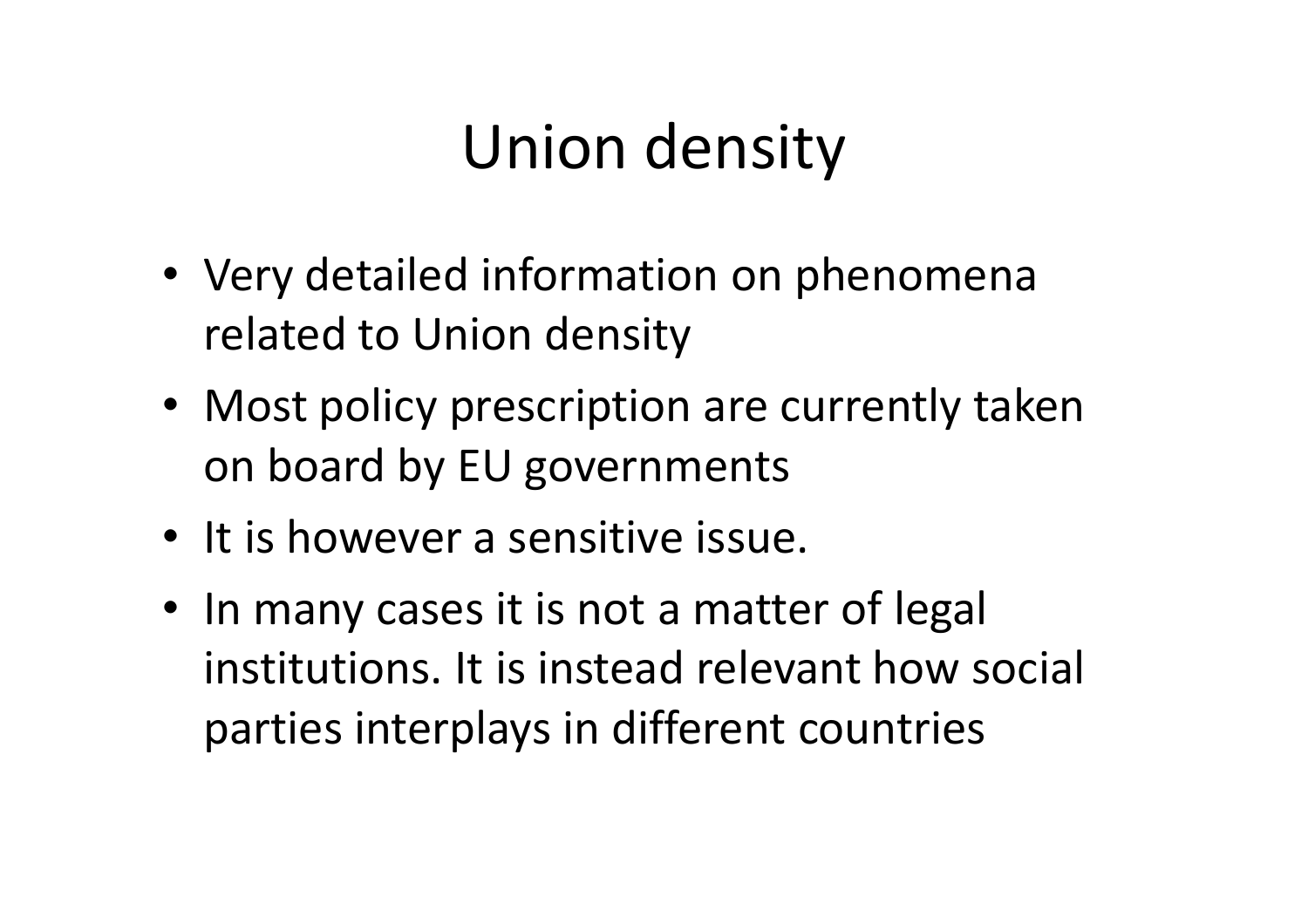# Union density

- Very detailed information on phenomena related to Union density
- Most policy prescription are currently taken on board by EU governments
- It is however a sensitive issue.
- In many cases it is not a matter of legal institutions. It is instead relevant how social parties interplays in different countries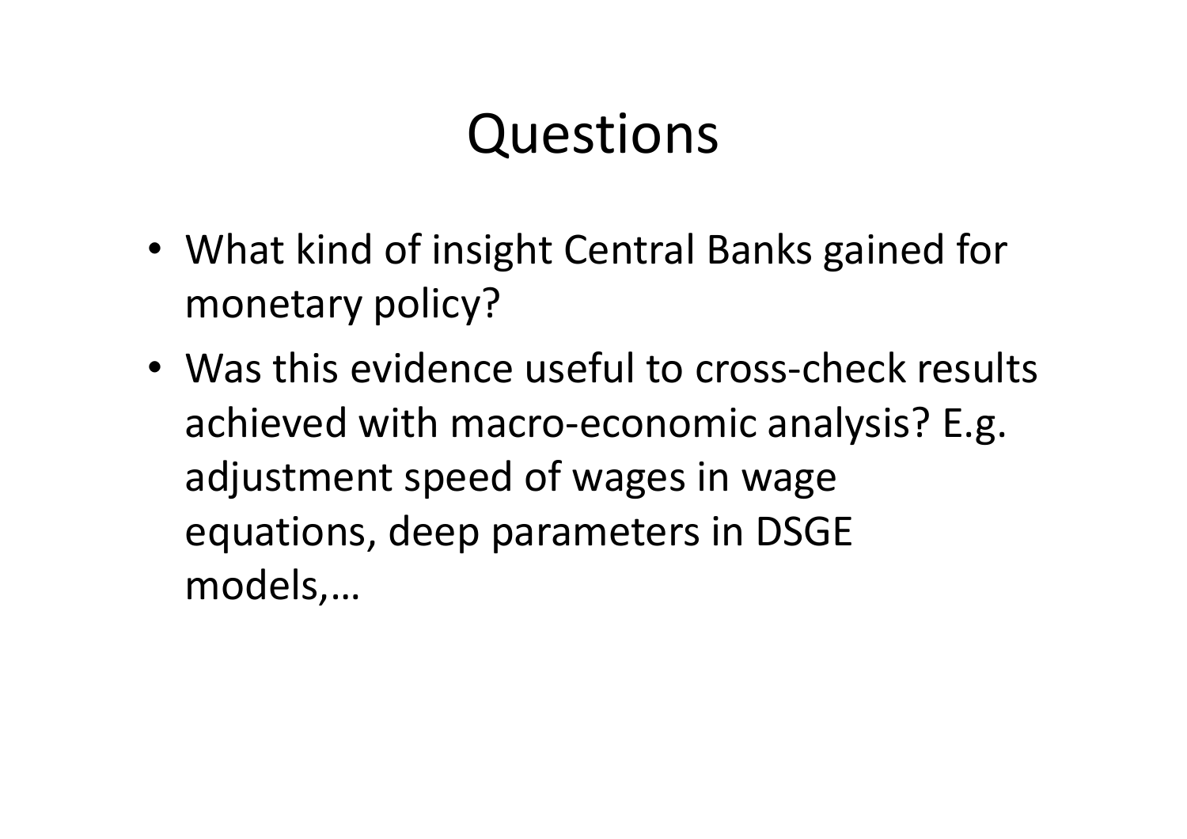# Questions

- What kind of insight Central Banks gained for monetary policy?
- Was this evidence useful to cross-check results achieved with macro-economic analysis? E.g. adjustment speed of wages in wage equations, deep parameters in DSGE models,…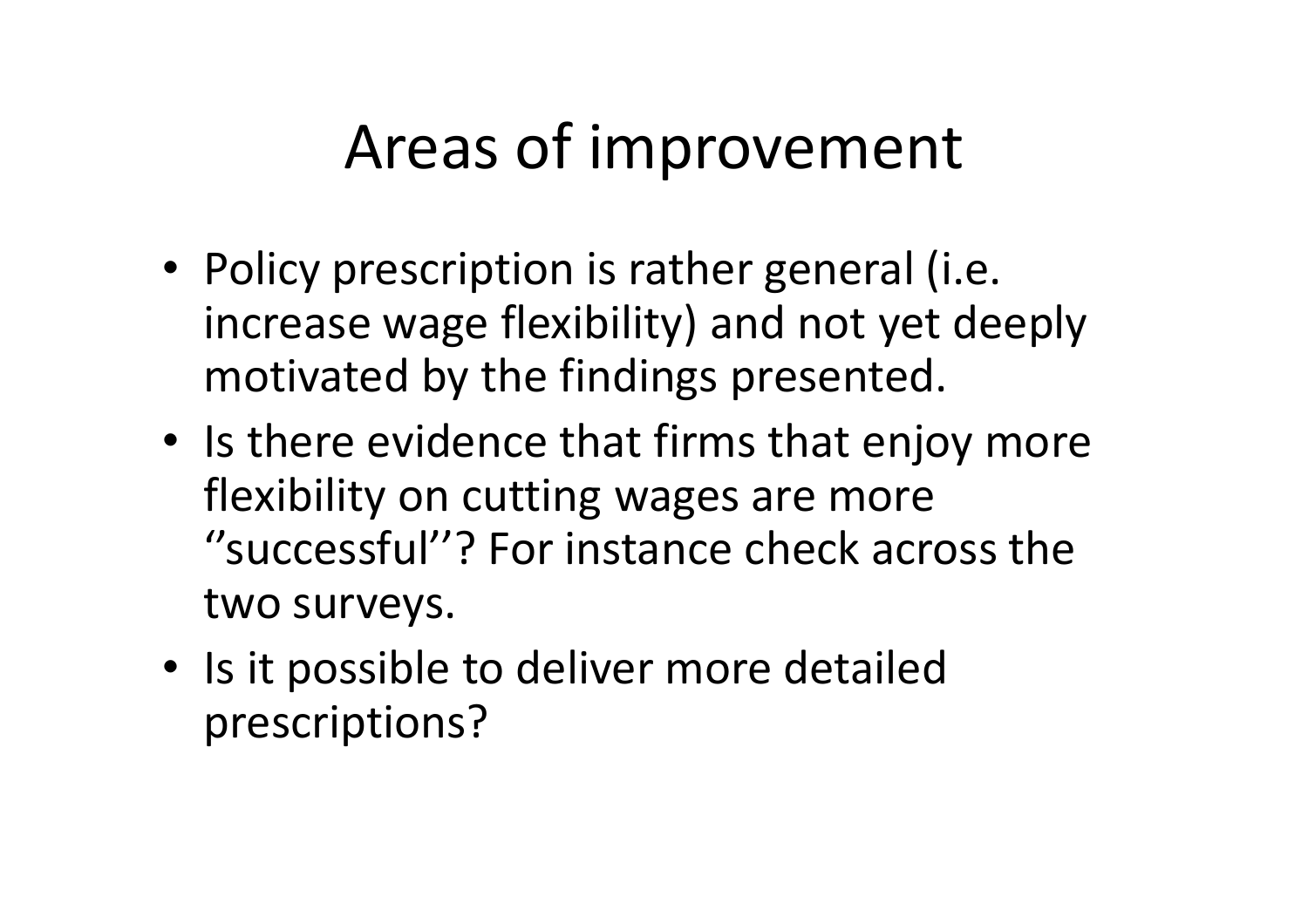# Areas of improvement

- Policy prescription is rather general (i.e. increase wage flexibility) and not yet deeply motivated by the findings presented.
- Is there evidence that firms that enjoy more flexibility on cutting wages are more ''successful''? For instance check across the two surveys.
- Is it possible to deliver more detailed prescriptions?